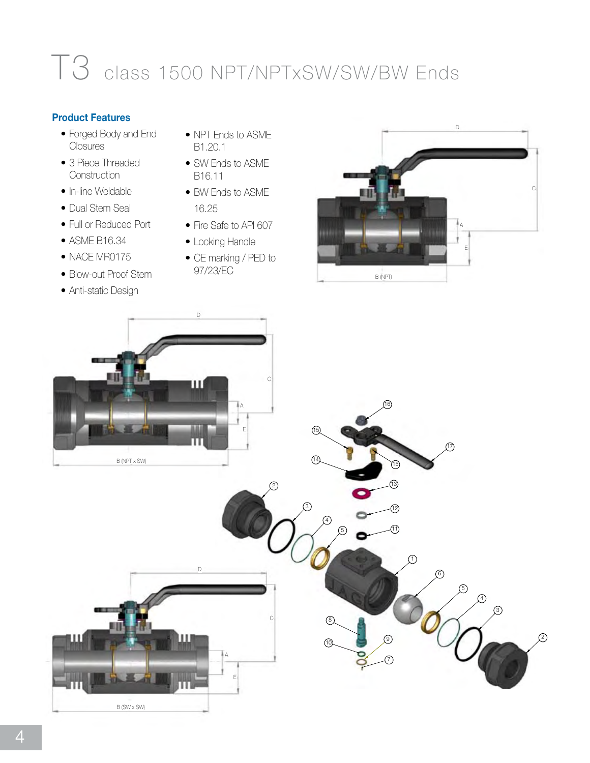# T3 class 1500 NPT/NPTxSW/SW/BW Ends

## Product Features

- Forged Body and End Closures
- 3 Piece Threaded Construction
- In-line Weldable
- Dual Stem Seal
- Full or Reduced Port
- ASME B16.34
- NACE MR0175
- Blow-out Proof Stem
- Anti-static Design
- NPT Ends to ASME B1.20.1
- SW Ends to ASME B16.11
- BW Ends to ASME 16.25
- Fire Safe to API 607
- Locking Handle
- CE marking / PED to 97/23/EC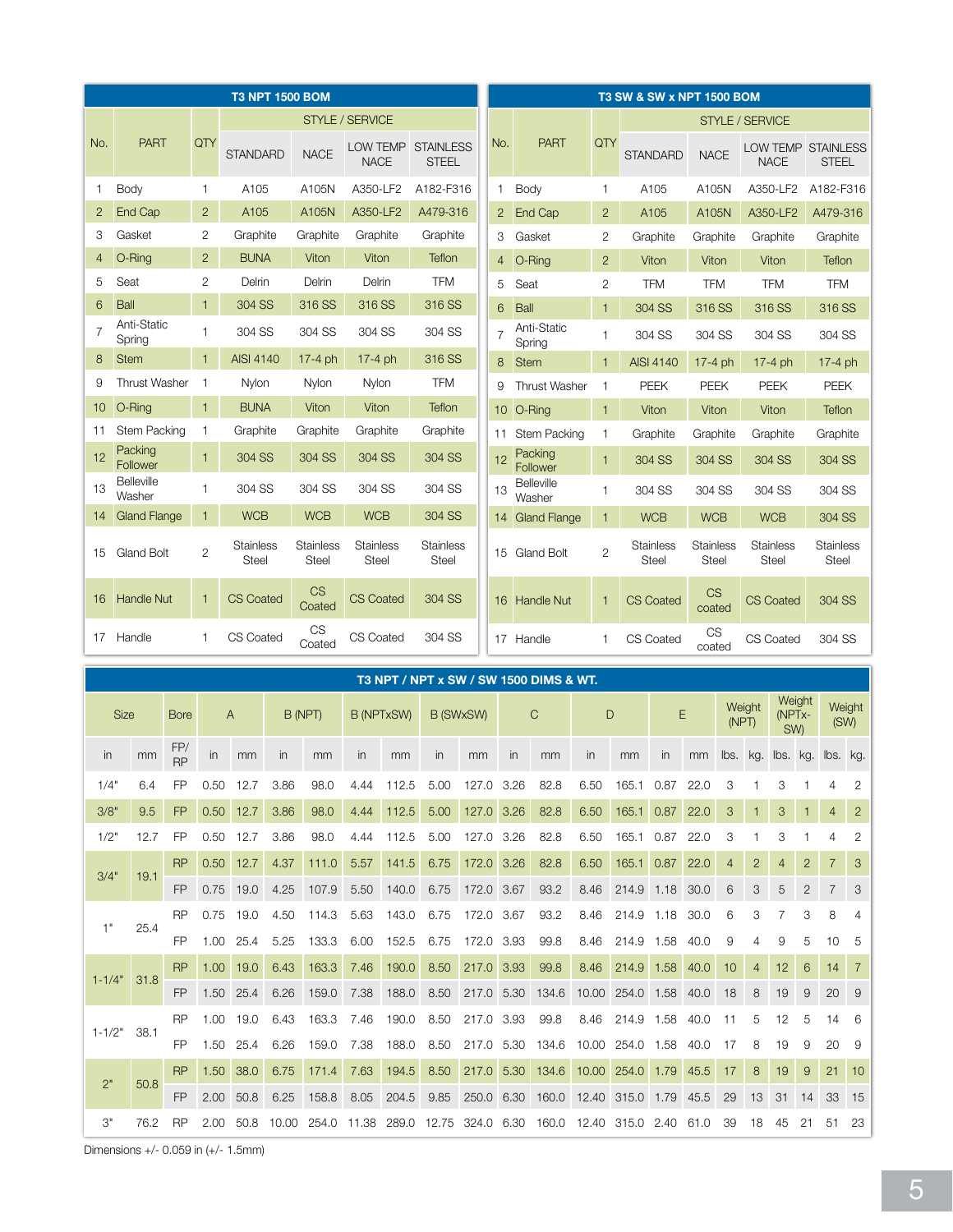## T3 NPT 1500 BOM

| No. | PART | QTY | STYLE / SERVICE | | | |
|---|---|---|---|---|---|---|
| | | | STANDARD | NACE | LOW TEMP NACE | STAINLESS STEEL |
| 1 | Body | 1 | A105 | A105N | A350-LF2 | A182-F316 |
| 2 | End Cap | 2 | A105 | A105N | A350-LF2 | A479-316 |
| 3 | Gasket | 2 | Graphite | Graphite | Graphite | Graphite |
| 4 | O-Ring | 2 | BUNA | Viton | Viton | Teflon |
| 5 | Seat | 2 | Delrin | Delrin | Delrin | TFM |
| 6 | Ball | 1 | 304 SS | 316 SS | 316 SS | 316 SS |
| 7 | Anti-Static Spring | 1 | 304 SS | 304 SS | 304 SS | 304 SS |
| 8 | Stem | 1 | AISI 4140 | 17-4 ph | 17-4 ph | 316 SS |
| 9 | Thrust Washer | 1 | Nylon | Nylon | Nylon | TFM |
| 10 | O-Ring | 1 | BUNA | Viton | Viton | Teflon |
| 11 | Stem Packing | 1 | Graphite | Graphite | Graphite | Graphite |
| 12 | Packing Follower | 1 | 304 SS | 304 SS | 304 SS | 304 SS |
| 13 | Belleville Washer | 1 | 304 SS | 304 SS | 304 SS | 304 SS |
| 14 | Gland Flange | 1 | WCB | WCB | WCB | 304 SS |
| 15 | Gland Bolt | 2 | Stainless Steel | Stainless Steel | Stainless Steel | Stainless Steel |
| 16 | Handle Nut | 1 | CS Coated | CS Coated | CS Coated | 304 SS |
| 17 | Handle | 1 | CS Coated | CS Coated | CS Coated | 304 SS |

## T3 SW & SW x NPT 1500 BOM

| No. | PART | QTY | STYLE / SERVICE | | | |
|---|---|---|---|---|---|---|
| | | | STANDARD | NACE | LOW TEMP NACE | STAINLESS STEEL |
| 1 | Body | 1 | A105 | A105N | A350-LF2 | A182-F316 |
| 2 | End Cap | 2 | A105 | A105N | A350-LF2 | A479-316 |
| 3 | Gasket | 2 | Graphite | Graphite | Graphite | Graphite |
| 4 | O-Ring | 2 | Viton | Viton | Viton | Teflon |
| 5 | Seat | 2 | TFM | TFM | TFM | TFM |
| 6 | Ball | 1 | 304 SS | 316 SS | 316 SS | 316 SS |
| 7 | Anti-Static Spring | 1 | 304 SS | 304 SS | 304 SS | 304 SS |
| 8 | Stem | 1 | AISI 4140 | 17-4 ph | 17-4 ph | 17-4 ph |
| 9 | Thrust Washer | 1 | PEEK | PEEK | PEEK | PEEK |
| 10 | O-Ring | 1 | Viton | Viton | Viton | Teflon |
| 11 | Stem Packing | 1 | Graphite | Graphite | Graphite | Graphite |
| 12 | Packing Follower | 1 | 304 SS | 304 SS | 304 SS | 304 SS |
| 13 | Belleville Washer | 1 | 304 SS | 304 SS | 304 SS | 304 SS |
| 14 | Gland Flange | 1 | WCB | WCB | WCB | 304 SS |
| 15 | Gland Bolt | 2 | Stainless Steel | Stainless Steel | Stainless Steel | Stainless Steel |
| 16 | Handle Nut | 1 | CS Coated | CS coated | CS Coated | 304 SS |
| 17 | Handle | 1 | CS Coated | CS coated | CS Coated | 304 SS |

## T3 NPT / NPT x SW / SW 1500 DIMS & WT.

| Size | | Bore | A | | B (NPT) | | B (NPTxSW) | | B (SWxSW) | | C | | D | | E | | Weight (NPT) | | Weight (NPTx-SW) | | Weight (SW) | |
|---|---|---|---|---|---|---|---|---|---|---|---|---|---|---|---|---|---|---|---|---|---|---|
| in | mm | FP/ RP | in | mm | in | mm | in | mm | in | mm | in | mm | in | mm | in | mm | lbs. | kg. | lbs. | kg. | lbs. | kg. |
| 1/4" | 6.4 | FP | 0.50 | 12.7 | 3.86 | 98.0 | 4.44 | 112.5 | 5.00 | 127.0 | 3.26 | 82.8 | 6.50 | 165.1 | 0.87 | 22.0 | 3 | 1 | 3 | 1 | 4 | 2 |
| 3/8" | 9.5 | FP | 0.50 | 12.7 | 3.86 | 98.0 | 4.44 | 112.5 | 5.00 | 127.0 | 3.26 | 82.8 | 6.50 | 165.1 | 0.87 | 22.0 | 3 | 1 | 3 | 1 | 4 | 2 |
| 1/2" | 12.7 | FP | 0.50 | 12.7 | 3.86 | 98.0 | 4.44 | 112.5 | 5.00 | 127.0 | 3.26 | 82.8 | 6.50 | 165.1 | 0.87 | 22.0 | 3 | 1 | 3 | 1 | 4 | 2 |
| 3/4" | 19.1 | RP | 0.50 | 12.7 | 4.37 | 111.0 | 5.57 | 141.5 | 6.75 | 172.0 | 3.26 | 82.8 | 6.50 | 165.1 | 0.87 | 22.0 | 4 | 2 | 4 | 2 | 7 | 3 |
| | | FP | 0.75 | 19.0 | 4.25 | 107.9 | 5.50 | 140.0 | 6.75 | 172.0 | 3.67 | 93.2 | 8.46 | 214.9 | 1.18 | 30.0 | 6 | 3 | 5 | 2 | 7 | 3 |
| 1" | 25.4 | RP | 0.75 | 19.0 | 4.50 | 114.3 | 5.63 | 143.0 | 6.75 | 172.0 | 3.67 | 93.2 | 8.46 | 214.9 | 1.18 | 30.0 | 6 | 3 | 7 | 3 | 8 | 4 |
| | | FP | 1.00 | 25.4 | 5.25 | 133.3 | 6.00 | 152.5 | 6.75 | 172.0 | 3.93 | 99.8 | 8.46 | 214.9 | 1.58 | 40.0 | 9 | 4 | 9 | 5 | 10 | 5 |
| 1-1/4" | 31.8 | RP | 1.00 | 19.0 | 6.43 | 163.3 | 7.46 | 190.0 | 8.50 | 217.0 | 3.93 | 99.8 | 8.46 | 214.9 | 1.58 | 40.0 | 10 | 4 | 12 | 6 | 14 | 7 |
| | | FP | 1.50 | 25.4 | 6.26 | 159.0 | 7.38 | 188.0 | 8.50 | 217.0 | 5.30 | 134.6 | 10.00 | 254.0 | 1.58 | 40.0 | 18 | 8 | 19 | 9 | 20 | 9 |
| 1-1/2" | 38.1 | RP | 1.00 | 19.0 | 6.43 | 163.3 | 7.46 | 190.0 | 8.50 | 217.0 | 3.93 | 99.8 | 8.46 | 214.9 | 1.58 | 40.0 | 11 | 5 | 12 | 5 | 14 | 6 |
| | | FP | 1.50 | 25.4 | 6.26 | 159.0 | 7.38 | 188.0 | 8.50 | 217.0 | 5.30 | 134.6 | 10.00 | 254.0 | 1.58 | 40.0 | 17 | 8 | 19 | 9 | 20 | 9 |
| 2" | 50.8 | RP | 1.50 | 38.0 | 6.75 | 171.4 | 7.63 | 194.5 | 8.50 | 217.0 | 5.30 | 134.6 | 10.00 | 254.0 | 1.79 | 45.5 | 17 | 8 | 19 | 9 | 21 | 10 |
| | | FP | 2.00 | 50.8 | 6.25 | 158.8 | 8.05 | 204.5 | 9.85 | 250.0 | 6.30 | 160.0 | 12.40 | 315.0 | 1.79 | 45.5 | 29 | 13 | 31 | 14 | 33 | 15 |
| 3" | 76.2 | RP | 2.00 | 50.8 | 10.00 | 254.0 | 11.38 | 289.0 | 12.75 | 324.0 | 6.30 | 160.0 | 12.40 | 315.0 | 2.40 | 61.0 | 39 | 18 | 45 | 21 | 51 | 23 |

Dimensions +/- 0.059 in (+/- 1.5mm)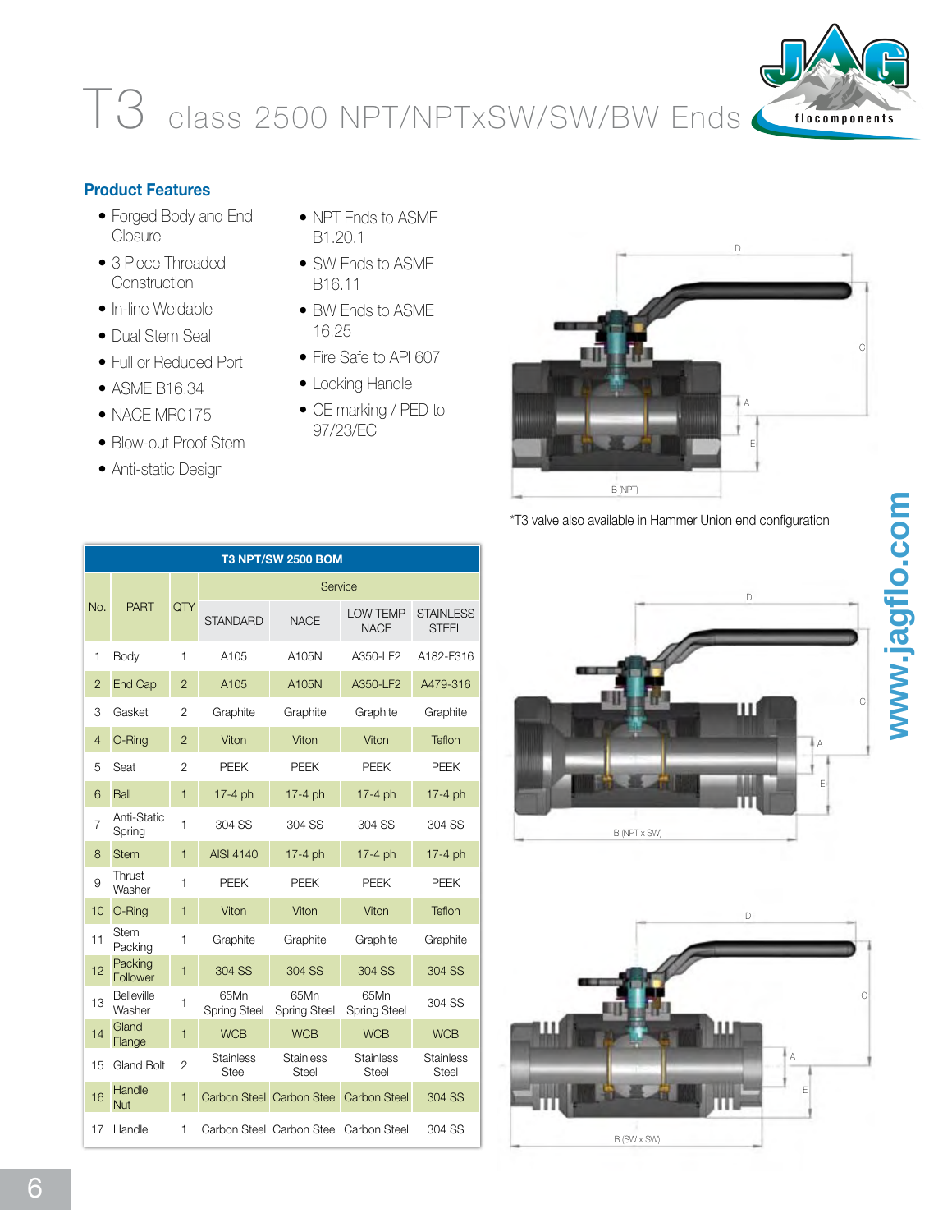# T3 class 2500 NPT/NPTxSW/SW/BW Ends

## Product Features

- Forged Body and End Closure
- 3 Piece Threaded Construction
- In-line Weldable
- Dual Stem Seal
- Full or Reduced Port
- ASME B16.34
- NACE MR0175
- Blow-out Proof Stem
- Anti-static Design
- NPT Ends to ASME B1.20.1
- SW Ends to ASME B16.11
- BW Ends to ASME 16.25
- Fire Safe to API 607
- Locking Handle
- CE marking / PED to 97/23/EC

D C A E B (NPT)

*T3 valve also available in Hammer Union end configuration

D C A E B (NPT x SW)

D C A E B (SW x SW)

| T3 NPT/SW 2500 BOM | | | | | | |
|---|---|---|---|---|---|---|
| No. | PART | QTY | Service | | | |
| | | | STANDARD | NACE | LOW TEMP NACE | STAINLESS STEEL |
| 1 | Body | 1 | A105 | A105N | A350-LF2 | A182-F316 |
| 2 | End Cap | 2 | A105 | A105N | A350-LF2 | A479-316 |
| 3 | Gasket | 2 | Graphite | Graphite | Graphite | Graphite |
| 4 | O-Ring | 2 | Viton | Viton | Viton | Teflon |
| 5 | Seat | 2 | PEEK | PEEK | PEEK | PEEK |
| 6 | Ball | 1 | 17-4 ph | 17-4 ph | 17-4 ph | 17-4 ph |
| 7 | Anti-Static Spring | 1 | 304 SS | 304 SS | 304 SS | 304 SS |
| 8 | Stem | 1 | AISI 4140 | 17-4 ph | 17-4 ph | 17-4 ph |
| 9 | Thrust Washer | 1 | PEEK | PEEK | PEEK | PEEK |
| 10 | O-Ring | 1 | Viton | Viton | Viton | Teflon |
| 11 | Stem Packing | 1 | Graphite | Graphite | Graphite | Graphite |
| 12 | Packing Follower | 1 | 304 SS | 304 SS | 304 SS | 304 SS |
| 13 | Belleville Washer | 1 | 65Mn Spring Steel | 65Mn Spring Steel | 65Mn Spring Steel | 304 SS |
| 14 | Gland Flange | 1 | WCB | WCB | WCB | WCB |
| 15 | Gland Bolt | 2 | Stainless Steel | Stainless Steel | Stainless Steel | Stainless Steel |
| 16 | Handle Nut | 1 | Carbon Steel | Carbon Steel | Carbon Steel | 304 SS |
| 17 | Handle | 1 | Carbon Steel | Carbon Steel | Carbon Steel | 304 SS |

www.jagflo.com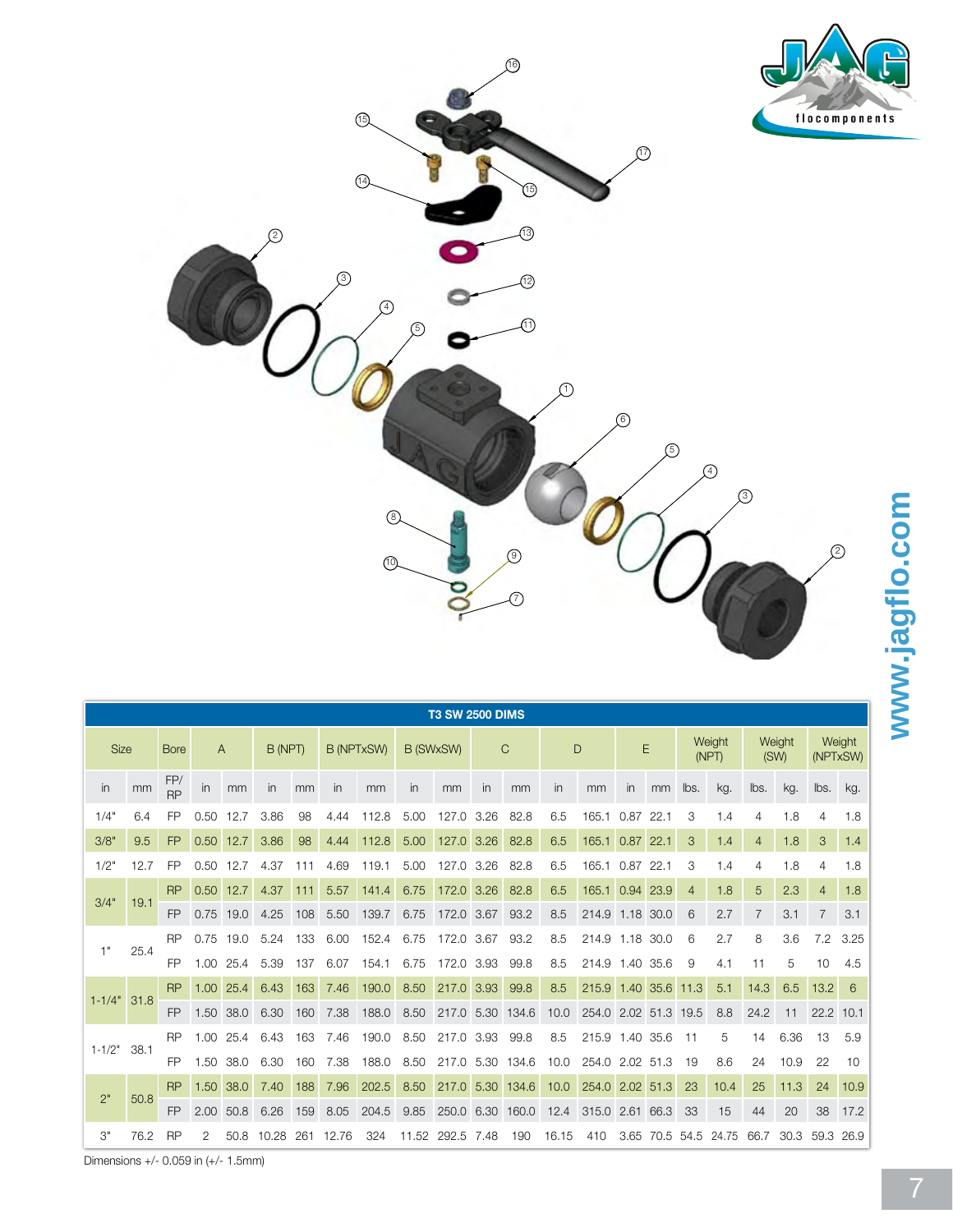www.jagflo.com

| T3 SW 2500 DIMS | | | | | | | | | | | | | | | | | | | | | | | |
|---|---|---|---|---|---|---|---|---|---|---|---|---|---|---|---|---|---|---|---|---|---|---|---|
| Size | | Bore | A | | B (NPT) | | B (NPTxSW) | | B (SWxSW) | | C | | D | | E | | Weight (NPT) | | Weight (SW) | | Weight (NPTxSW) | |
| in | mm | FP/ RP | in | mm | in | mm | in | mm | in | mm | in | mm | in | mm | in | mm | lbs. | kg. | lbs. | kg. | lbs. | kg. |
| 1/4" | 6.4 | FP | 0.50 | 12.7 | 3.86 | 98 | 4.44 | 112.8 | 5.00 | 127.0 | 3.26 | 82.8 | 6.5 | 165.1 | 0.87 | 22.1 | 3 | 1.4 | 4 | 1.8 | 4 | 1.8 |
| 3/8" | 9.5 | FP | 0.50 | 12.7 | 3.86 | 98 | 4.44 | 112.8 | 5.00 | 127.0 | 3.26 | 82.8 | 6.5 | 165.1 | 0.87 | 22.1 | 3 | 1.4 | 4 | 1.8 | 3 | 1.4 |
| 1/2" | 12.7 | FP | 0.50 | 12.7 | 4.37 | 111 | 4.69 | 119.1 | 5.00 | 127.0 | 3.26 | 82.8 | 6.5 | 165.1 | 0.87 | 22.1 | 3 | 1.4 | 4 | 1.8 | 4 | 1.8 |
| 3/4" | 19.1 | RP | 0.50 | 12.7 | 4.37 | 111 | 5.57 | 141.4 | 6.75 | 172.0 | 3.26 | 82.8 | 6.5 | 165.1 | 0.94 | 23.9 | 4 | 1.8 | 5 | 2.3 | 4 | 1.8 |
| | | FP | 0.75 | 19.0 | 4.25 | 108 | 5.50 | 139.7 | 6.75 | 172.0 | 3.67 | 93.2 | 8.5 | 214.9 | 1.18 | 30.0 | 6 | 2.7 | 7 | 3.1 | 7 | 3.1 |
| 1" | 25.4 | RP | 0.75 | 19.0 | 5.24 | 133 | 6.00 | 152.4 | 6.75 | 172.0 | 3.67 | 93.2 | 8.5 | 214.9 | 1.18 | 30.0 | 6 | 2.7 | 8 | 3.6 | 7.2 | 3.25 |
| | | FP | 1.00 | 25.4 | 5.39 | 137 | 6.07 | 154.1 | 6.75 | 172.0 | 3.93 | 99.8 | 8.5 | 214.9 | 1.40 | 35.6 | 9 | 4.1 | 11 | 5 | 10 | 4.5 |
| 1-1/4" | 31.8 | RP | 1.00 | 25.4 | 6.43 | 163 | 7.46 | 190.0 | 8.50 | 217.0 | 3.93 | 99.8 | 8.5 | 215.9 | 1.40 | 35.6 | 11.3 | 5.1 | 14.3 | 6.5 | 13.2 | 6 |
| | | FP | 1.50 | 38.0 | 6.30 | 160 | 7.38 | 188.0 | 8.50 | 217.0 | 5.30 | 134.6 | 10.0 | 254.0 | 2.02 | 51.3 | 19.5 | 8.8 | 24.2 | 11 | 22.2 | 10.1 |
| 1-1/2" | 38.1 | RP | 1.00 | 25.4 | 6.43 | 163 | 7.46 | 190.0 | 8.50 | 217.0 | 3.93 | 99.8 | 8.5 | 215.9 | 1.40 | 35.6 | 11 | 5 | 14 | 6.36 | 13 | 5.9 |
| | | FP | 1.50 | 38.0 | 6.30 | 160 | 7.38 | 188.0 | 8.50 | 217.0 | 5.30 | 134.6 | 10.0 | 254.0 | 2.02 | 51.3 | 19 | 8.6 | 24 | 10.9 | 22 | 10 |
| 2" | 50.8 | RP | 1.50 | 38.0 | 7.40 | 188 | 7.96 | 202.5 | 8.50 | 217.0 | 5.30 | 134.6 | 10.0 | 254.0 | 2.02 | 51.3 | 23 | 10.4 | 25 | 11.3 | 24 | 10.9 |
| | | FP | 2.00 | 50.8 | 6.26 | 159 | 8.05 | 204.5 | 9.85 | 250.0 | 6.30 | 160.0 | 12.4 | 315.0 | 2.61 | 66.3 | 33 | 15 | 44 | 20 | 38 | 17.2 |
| 3" | 76.2 | RP | 2 | 50.8 | 10.28 | 261 | 12.76 | 324 | 11.52 | 292.5 | 7.48 | 190 | 16.15 | 410 | 3.65 | 70.5 | 54.5 | 24.75 | 66.7 | 30.3 | 59.3 | 26.9 |

Dimensions +/- 0.059 in (+/- 1.5mm)